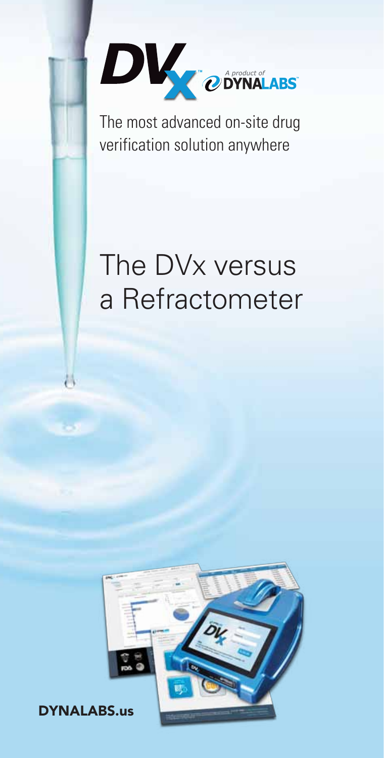DVx™ A product of DYNALABS™

The most advanced on-site drug verification solution anywhere

# The DVx versus a Refractometer

**DYNALABS.us**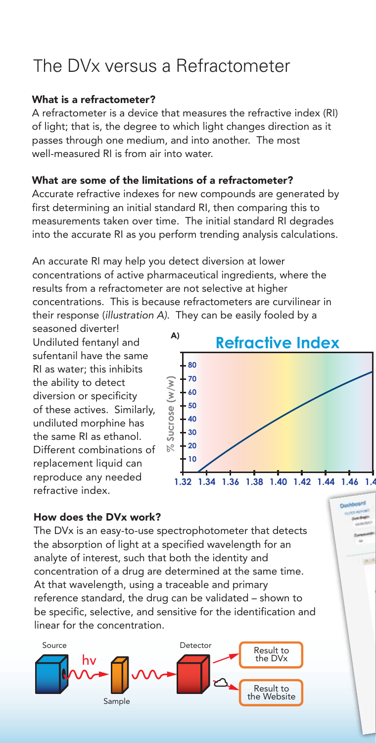# The DVx versus a Refractometer

**What is a refractometer?**

A refractometer is a device that measures the refractive index (RI) of light; that is, the degree to which light changes direction as it passes through one medium, and into another. The most well-measured RI is from air into water.

**What are some of the limitations of a refractometer?**

Accurate refractive indexes for new compounds are generated by first determining an initial standard RI, then comparing this to measurements taken over time. The initial standard RI degrades into the accurate RI as you perform trending analysis calculations.

An accurate RI may help you detect diversion at lower concentrations of active pharmaceutical ingredients, where the results from a refractometer are not selective at higher concentrations. This is because refractometers are curvilinear in their response (*illustration A*). They can be easily fooled by a seasoned diverter! Undiluted fentanyl and sufentanil have the same RI as water; this inhibits the ability to detect diversion or specificity of these actives. Similarly, undiluted morphine has the same RI as ethanol. Different combinations of replacement liquid can reproduce any needed refractive index.

A) **Refractive Index**

% Sucrose (w/w): 10, 20, 30, 40, 50, 60, 70, 80

1.32 1.34 1.36 1.38 1.40 1.42 1.44 1.46 1.4

**How does the DVx work?**

The DVx is an easy-to-use spectrophotometer that detects the absorption of light at a specified wavelength for an analyte of interest, such that both the identity and concentration of a drug are determined at the same time. At that wavelength, using a traceable and primary reference standard, the drug can be validated – shown to be specific, selective, and sensitive for the identification and linear for the concentration.

Source — hv — Sample — Detector — Result to the DVx / Result to the Website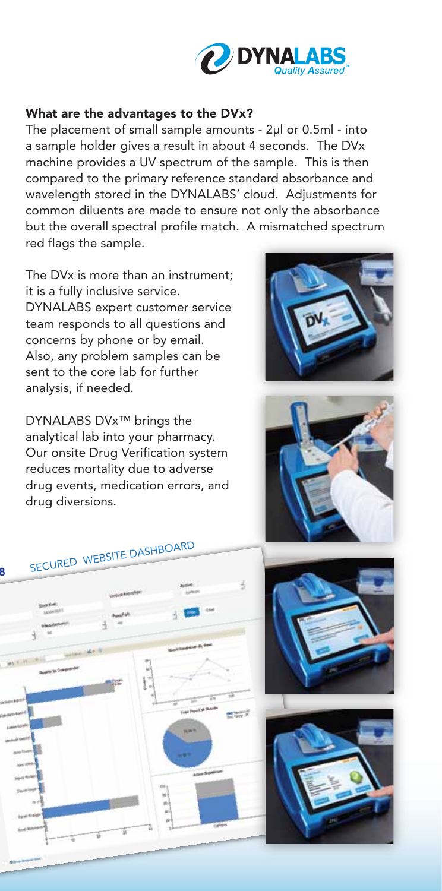## What are the advantages to the DVx?

The placement of small sample amounts - 2µl or 0.5ml - into a sample holder gives a result in about 4 seconds. The DVx machine provides a UV spectrum of the sample. This is then compared to the primary reference standard absorbance and wavelength stored in the DYNALABS' cloud. Adjustments for common diluents are made to ensure not only the absorbance but the overall spectral profile match. A mismatched spectrum red flags the sample.

The DVx is more than an instrument; it is a fully inclusive service. DYNALABS expert customer service team responds to all questions and concerns by phone or by email. Also, any problem samples can be sent to the core lab for further analysis, if needed.

DYNALABS DVx™ brings the analytical lab into your pharmacy. Our onsite Drug Verification system reduces mortality due to adverse drug events, medication errors, and drug diversions.

SECURED WEBSITE DASHBOARD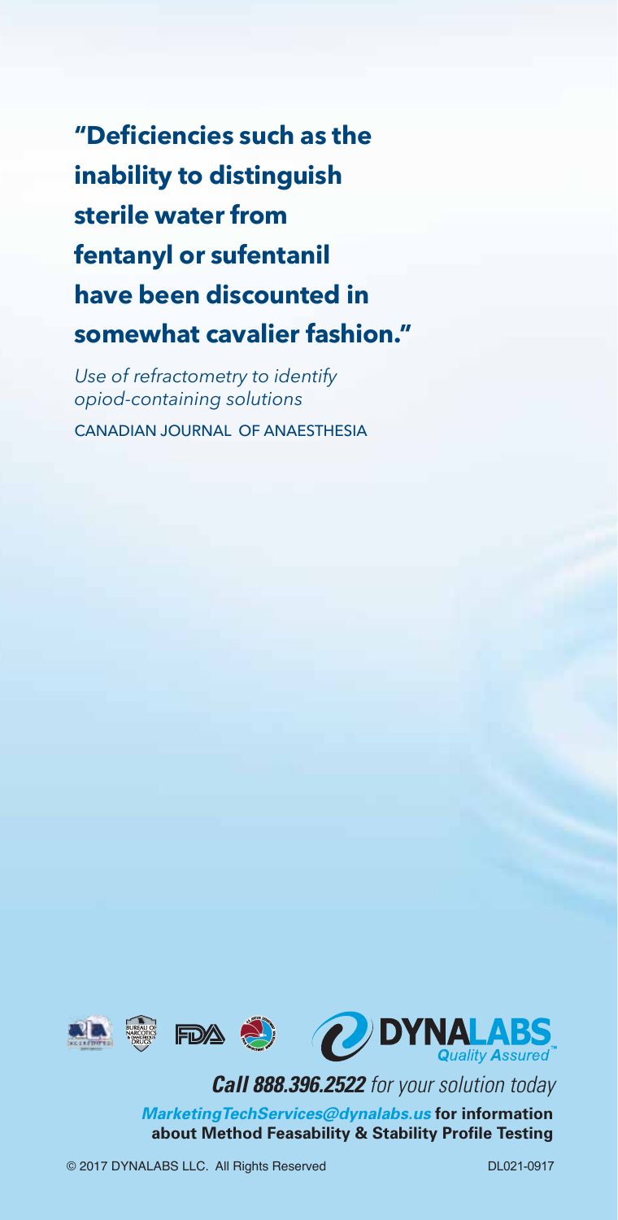**"Deficiencies such as the inability to distinguish sterile water from fentanyl or sufentanil have been discounted in somewhat cavalier fashion."**

*Use of refractometry to identify opiod-containing solutions*

CANADIAN JOURNAL OF ANAESTHESIA

DYNALABS *Quality Assured*™

***Call 888.396.2522*** *for your solution today*

***MarketingTechServices@dynalabs.us*** **for information about Method Feasability & Stability Profile Testing**

© 2017 DYNALABS LLC. All Rights Reserved

DL021-0917